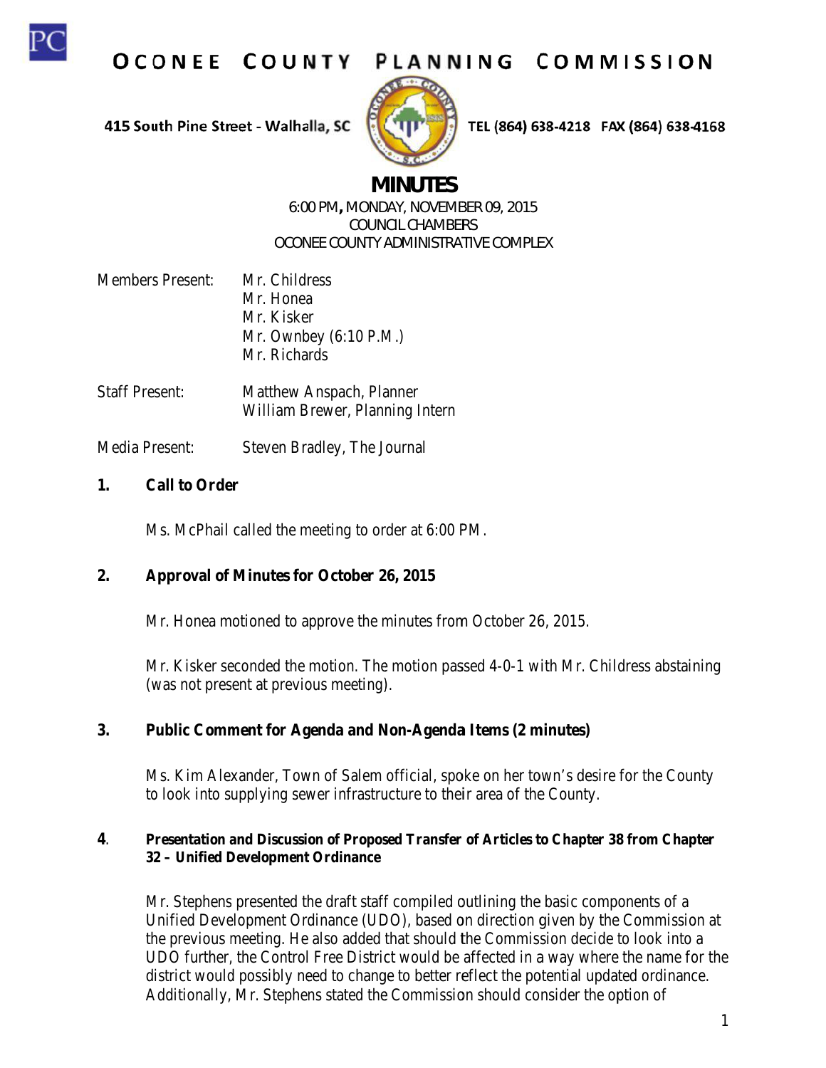# OCONEE COUNTY PLANNING COMMISSION

415 South Pine Street - Walhalla, SC TEL (864) 638-4218 FAX (864) 638-4168

## MINUTES

6:00 PM, MONDAY, NOVEMBER 09, 2015
COUNCIL CHAMBERS
OCONEE COUNTY ADMINISTRATIVE COMPLEX

Members Present: Mr. Childress
Mr. Honea
Mr. Kisker
Mr. Ownbey (6:10 P.M.)
Mr. Richards

Staff Present: Matthew Anspach, Planner
William Brewer, Planning Intern

Media Present: Steven Bradley, The Journal

**1. Call to Order**

Ms. McPhail called the meeting to order at 6:00 PM.

**2. Approval of Minutes for October 26, 2015**

Mr. Honea motioned to approve the minutes from October 26, 2015.

Mr. Kisker seconded the motion. The motion passed 4-0-1 with Mr. Childress abstaining (was not present at previous meeting).

**3. Public Comment for Agenda and Non-Agenda Items (2 minutes)**

Ms. Kim Alexander, Town of Salem official, spoke on her town's desire for the County to look into supplying sewer infrastructure to their area of the County.

**4. Presentation and Discussion of Proposed Transfer of Articles to Chapter 38 from Chapter 32 – Unified Development Ordinance**

Mr. Stephens presented the draft staff compiled outlining the basic components of a Unified Development Ordinance (UDO), based on direction given by the Commission at the previous meeting. He also added that should the Commission decide to look into a UDO further, the Control Free District would be affected in a way where the name for the district would possibly need to change to better reflect the potential updated ordinance. Additionally, Mr. Stephens stated the Commission should consider the option of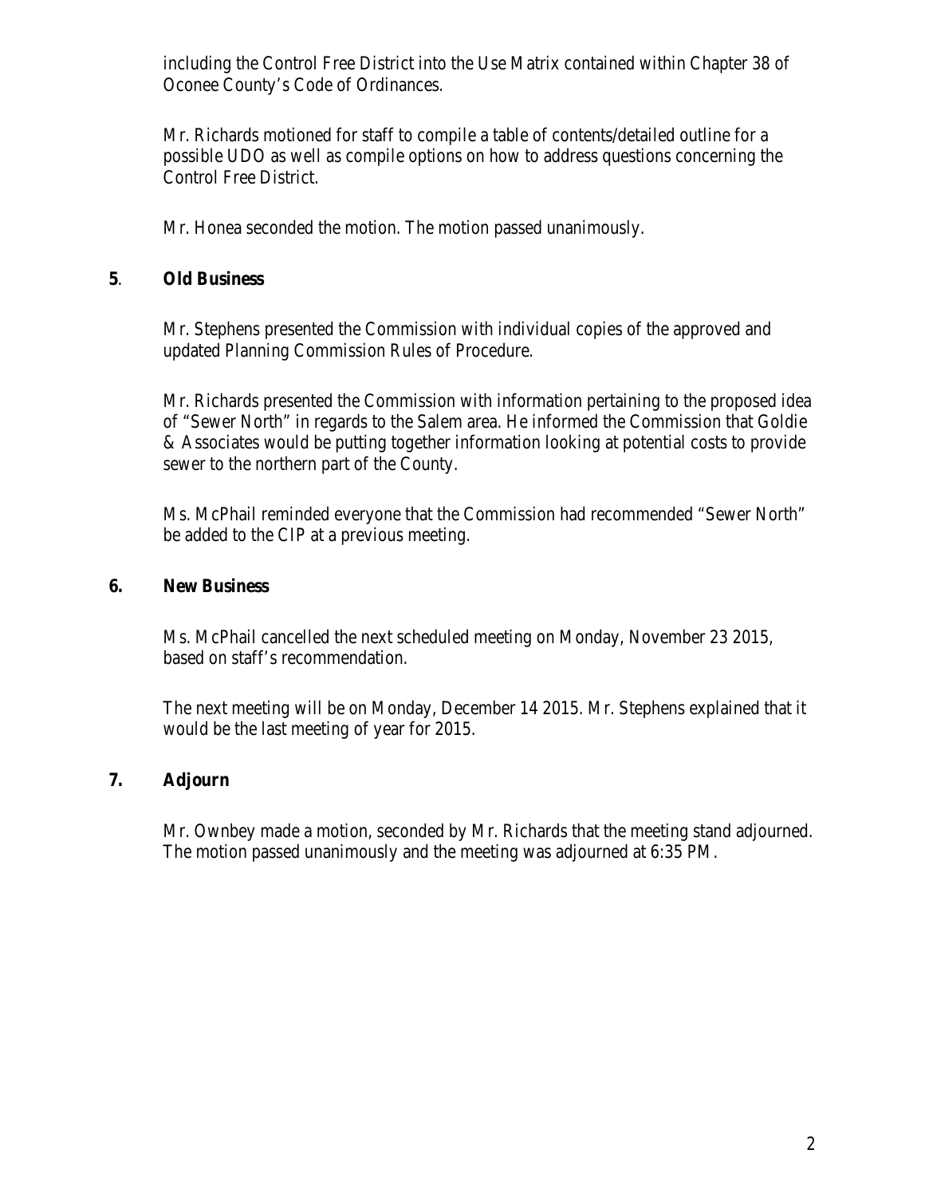including the Control Free District into the Use Matrix contained within Chapter 38 of Oconee County's Code of Ordinances.

Mr. Richards motioned for staff to compile a table of contents/detailed outline for a possible UDO as well as compile options on how to address questions concerning the Control Free District.

Mr. Honea seconded the motion. The motion passed unanimously.

**5. Old Business**

Mr. Stephens presented the Commission with individual copies of the approved and updated Planning Commission Rules of Procedure.

Mr. Richards presented the Commission with information pertaining to the proposed idea of "Sewer North" in regards to the Salem area. He informed the Commission that Goldie & Associates would be putting together information looking at potential costs to provide sewer to the northern part of the County.

Ms. McPhail reminded everyone that the Commission had recommended "Sewer North" be added to the CIP at a previous meeting.

**6. New Business**

Ms. McPhail cancelled the next scheduled meeting on Monday, November 23 2015, based on staff's recommendation.

The next meeting will be on Monday, December 14 2015. Mr. Stephens explained that it would be the last meeting of year for 2015.

**7. Adjourn**

Mr. Ownbey made a motion, seconded by Mr. Richards that the meeting stand adjourned. The motion passed unanimously and the meeting was adjourned at 6:35 PM.